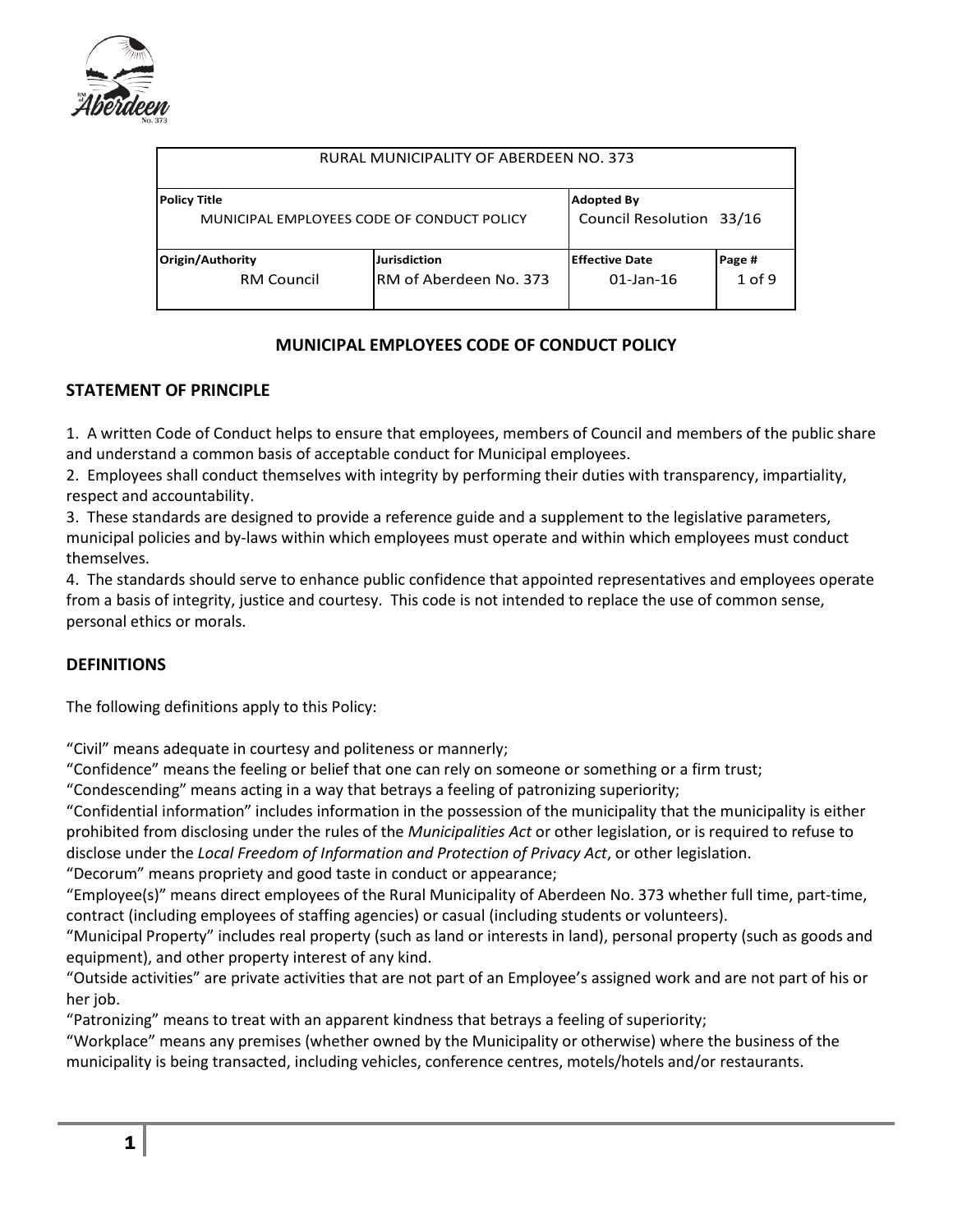| RURAL MUNICIPALITY OF ABERDEEN NO. 373 | | | |
|---|---|---|---|
| **Policy Title**<br>MUNICIPAL EMPLOYEES CODE OF CONDUCT POLICY | | **Adopted By**<br>Council Resolution 33/16 | |
| **Origin/Authority**<br>RM Council | **Jurisdiction**<br>RM of Aberdeen No. 373 | **Effective Date**<br>01-Jan-16 | **Page #**<br>1 of 9 |

## MUNICIPAL EMPLOYEES CODE OF CONDUCT POLICY

### STATEMENT OF PRINCIPLE

1. A written Code of Conduct helps to ensure that employees, members of Council and members of the public share and understand a common basis of acceptable conduct for Municipal employees.
2. Employees shall conduct themselves with integrity by performing their duties with transparency, impartiality, respect and accountability.
3. These standards are designed to provide a reference guide and a supplement to the legislative parameters, municipal policies and by-laws within which employees must operate and within which employees must conduct themselves.
4. The standards should serve to enhance public confidence that appointed representatives and employees operate from a basis of integrity, justice and courtesy. This code is not intended to replace the use of common sense, personal ethics or morals.

### DEFINITIONS

The following definitions apply to this Policy:

"Civil" means adequate in courtesy and politeness or mannerly;
"Confidence" means the feeling or belief that one can rely on someone or something or a firm trust;
"Condescending" means acting in a way that betrays a feeling of patronizing superiority;
"Confidential information" includes information in the possession of the municipality that the municipality is either prohibited from disclosing under the rules of the *Municipalities Act* or other legislation, or is required to refuse to disclose under the *Local Freedom of Information and Protection of Privacy Act*, or other legislation.
"Decorum" means propriety and good taste in conduct or appearance;
"Employee(s)" means direct employees of the Rural Municipality of Aberdeen No. 373 whether full time, part-time, contract (including employees of staffing agencies) or casual (including students or volunteers).
"Municipal Property" includes real property (such as land or interests in land), personal property (such as goods and equipment), and other property interest of any kind.
"Outside activities" are private activities that are not part of an Employee's assigned work and are not part of his or her job.
"Patronizing" means to treat with an apparent kindness that betrays a feeling of superiority;
"Workplace" means any premises (whether owned by the Municipality or otherwise) where the business of the municipality is being transacted, including vehicles, conference centres, motels/hotels and/or restaurants.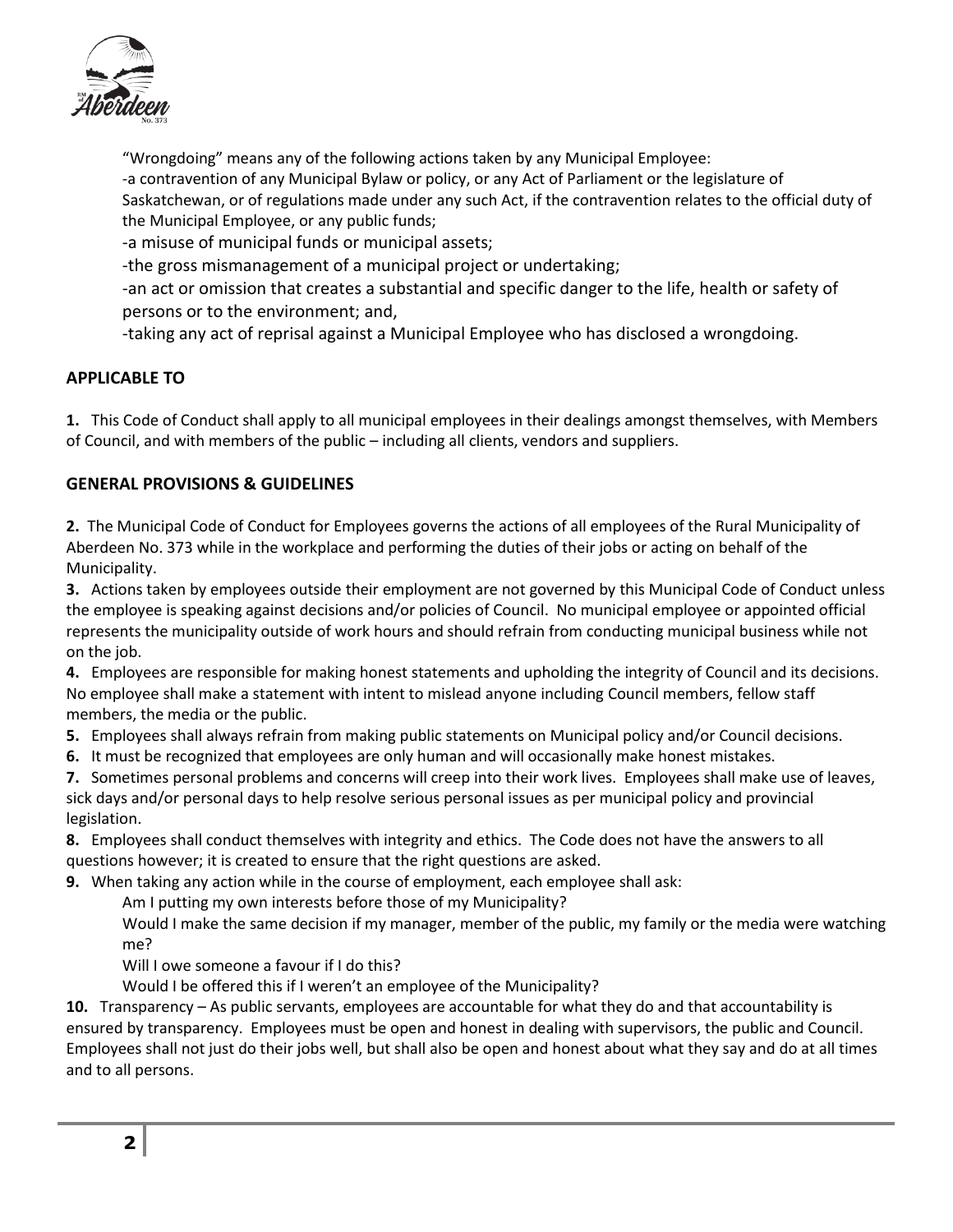"Wrongdoing" means any of the following actions taken by any Municipal Employee:

-a contravention of any Municipal Bylaw or policy, or any Act of Parliament or the legislature of Saskatchewan, or of regulations made under any such Act, if the contravention relates to the official duty of the Municipal Employee, or any public funds;

-a misuse of municipal funds or municipal assets;

-the gross mismanagement of a municipal project or undertaking;

-an act or omission that creates a substantial and specific danger to the life, health or safety of persons or to the environment; and,

-taking any act of reprisal against a Municipal Employee who has disclosed a wrongdoing.

## APPLICABLE TO

**1.** This Code of Conduct shall apply to all municipal employees in their dealings amongst themselves, with Members of Council, and with members of the public – including all clients, vendors and suppliers.

## GENERAL PROVISIONS & GUIDELINES

**2.** The Municipal Code of Conduct for Employees governs the actions of all employees of the Rural Municipality of Aberdeen No. 373 while in the workplace and performing the duties of their jobs or acting on behalf of the Municipality.

**3.** Actions taken by employees outside their employment are not governed by this Municipal Code of Conduct unless the employee is speaking against decisions and/or policies of Council. No municipal employee or appointed official represents the municipality outside of work hours and should refrain from conducting municipal business while not on the job.

**4.** Employees are responsible for making honest statements and upholding the integrity of Council and its decisions. No employee shall make a statement with intent to mislead anyone including Council members, fellow staff members, the media or the public.

**5.** Employees shall always refrain from making public statements on Municipal policy and/or Council decisions.

**6.** It must be recognized that employees are only human and will occasionally make honest mistakes.

**7.** Sometimes personal problems and concerns will creep into their work lives. Employees shall make use of leaves, sick days and/or personal days to help resolve serious personal issues as per municipal policy and provincial legislation.

**8.** Employees shall conduct themselves with integrity and ethics. The Code does not have the answers to all questions however; it is created to ensure that the right questions are asked.

**9.** When taking any action while in the course of employment, each employee shall ask:

Am I putting my own interests before those of my Municipality?

Would I make the same decision if my manager, member of the public, my family or the media were watching me?

Will I owe someone a favour if I do this?

Would I be offered this if I weren't an employee of the Municipality?

**10.** Transparency – As public servants, employees are accountable for what they do and that accountability is ensured by transparency. Employees must be open and honest in dealing with supervisors, the public and Council. Employees shall not just do their jobs well, but shall also be open and honest about what they say and do at all times and to all persons.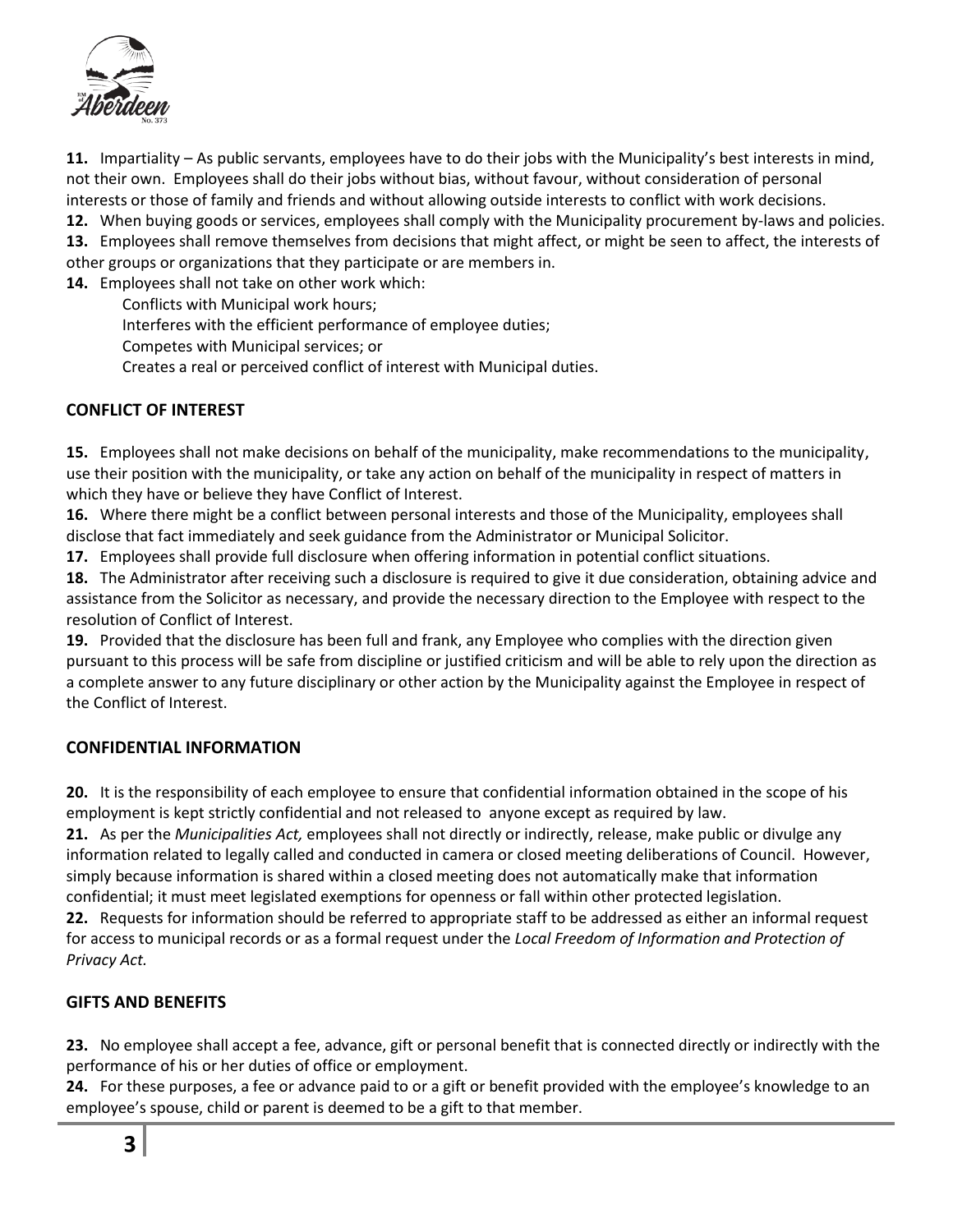**11.** Impartiality – As public servants, employees have to do their jobs with the Municipality's best interests in mind, not their own. Employees shall do their jobs without bias, without favour, without consideration of personal interests or those of family and friends and without allowing outside interests to conflict with work decisions.

**12.** When buying goods or services, employees shall comply with the Municipality procurement by-laws and policies.

**13.** Employees shall remove themselves from decisions that might affect, or might be seen to affect, the interests of other groups or organizations that they participate or are members in.

**14.** Employees shall not take on other work which:

- Conflicts with Municipal work hours;
- Interferes with the efficient performance of employee duties;
- Competes with Municipal services; or
- Creates a real or perceived conflict of interest with Municipal duties.

## CONFLICT OF INTEREST

**15.** Employees shall not make decisions on behalf of the municipality, make recommendations to the municipality, use their position with the municipality, or take any action on behalf of the municipality in respect of matters in which they have or believe they have Conflict of Interest.

**16.** Where there might be a conflict between personal interests and those of the Municipality, employees shall disclose that fact immediately and seek guidance from the Administrator or Municipal Solicitor.

**17.** Employees shall provide full disclosure when offering information in potential conflict situations.

**18.** The Administrator after receiving such a disclosure is required to give it due consideration, obtaining advice and assistance from the Solicitor as necessary, and provide the necessary direction to the Employee with respect to the resolution of Conflict of Interest.

**19.** Provided that the disclosure has been full and frank, any Employee who complies with the direction given pursuant to this process will be safe from discipline or justified criticism and will be able to rely upon the direction as a complete answer to any future disciplinary or other action by the Municipality against the Employee in respect of the Conflict of Interest.

## CONFIDENTIAL INFORMATION

**20.** It is the responsibility of each employee to ensure that confidential information obtained in the scope of his employment is kept strictly confidential and not released to anyone except as required by law.

**21.** As per the *Municipalities Act,* employees shall not directly or indirectly, release, make public or divulge any information related to legally called and conducted in camera or closed meeting deliberations of Council. However, simply because information is shared within a closed meeting does not automatically make that information confidential; it must meet legislated exemptions for openness or fall within other protected legislation.

**22.** Requests for information should be referred to appropriate staff to be addressed as either an informal request for access to municipal records or as a formal request under the *Local Freedom of Information and Protection of Privacy Act.*

## GIFTS AND BENEFITS

**23.** No employee shall accept a fee, advance, gift or personal benefit that is connected directly or indirectly with the performance of his or her duties of office or employment.

**24.** For these purposes, a fee or advance paid to or a gift or benefit provided with the employee's knowledge to an employee's spouse, child or parent is deemed to be a gift to that member.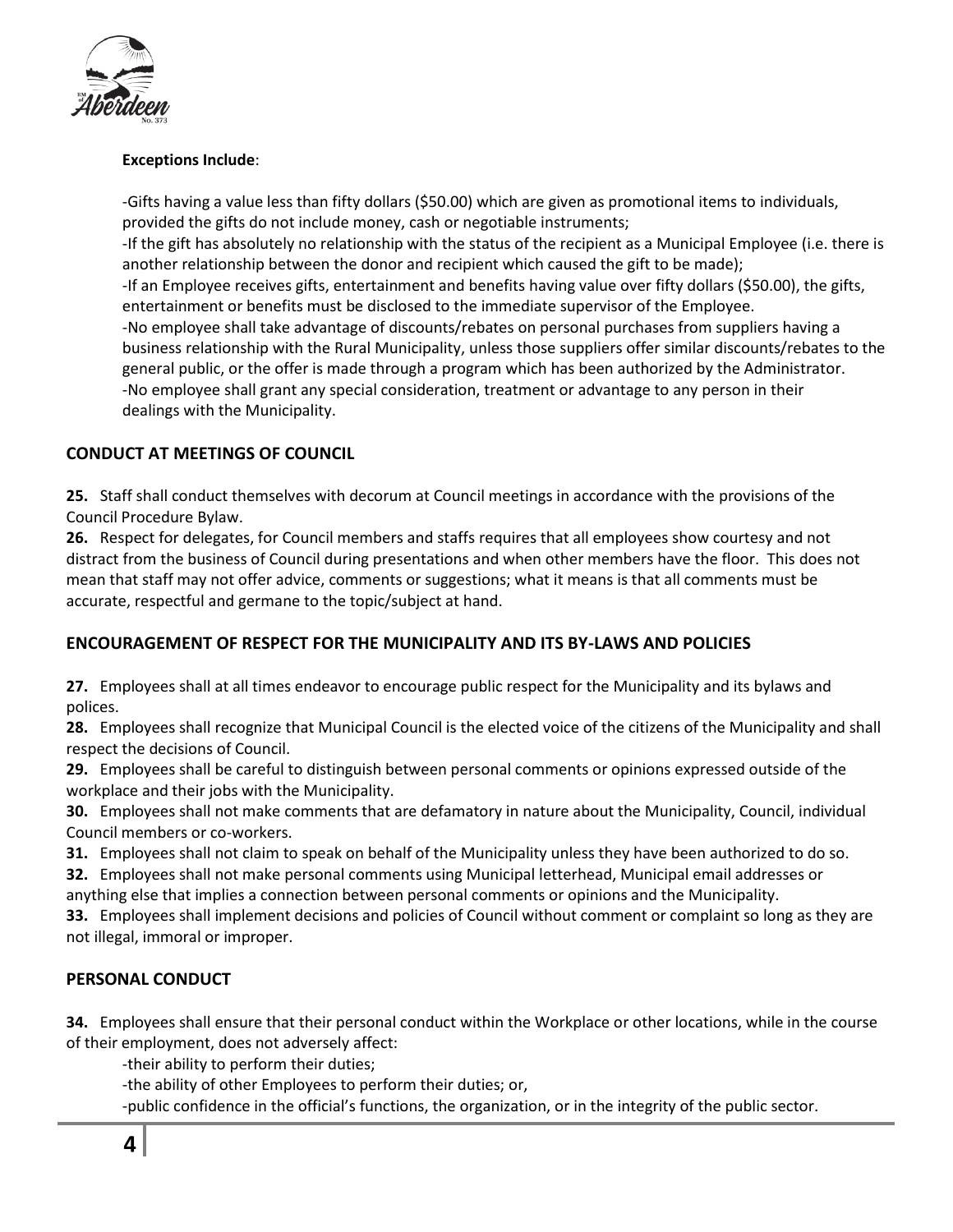**Exceptions Include**:

-Gifts having a value less than fifty dollars ($50.00) which are given as promotional items to individuals, provided the gifts do not include money, cash or negotiable instruments;
-If the gift has absolutely no relationship with the status of the recipient as a Municipal Employee (i.e. there is another relationship between the donor and recipient which caused the gift to be made);
-If an Employee receives gifts, entertainment and benefits having value over fifty dollars ($50.00), the gifts, entertainment or benefits must be disclosed to the immediate supervisor of the Employee.
-No employee shall take advantage of discounts/rebates on personal purchases from suppliers having a business relationship with the Rural Municipality, unless those suppliers offer similar discounts/rebates to the general public, or the offer is made through a program which has been authorized by the Administrator.
-No employee shall grant any special consideration, treatment or advantage to any person in their dealings with the Municipality.

## CONDUCT AT MEETINGS OF COUNCIL

**25.** Staff shall conduct themselves with decorum at Council meetings in accordance with the provisions of the Council Procedure Bylaw.
**26.** Respect for delegates, for Council members and staffs requires that all employees show courtesy and not distract from the business of Council during presentations and when other members have the floor. This does not mean that staff may not offer advice, comments or suggestions; what it means is that all comments must be accurate, respectful and germane to the topic/subject at hand.

## ENCOURAGEMENT OF RESPECT FOR THE MUNICIPALITY AND ITS BY-LAWS AND POLICIES

**27.** Employees shall at all times endeavor to encourage public respect for the Municipality and its bylaws and polices.
**28.** Employees shall recognize that Municipal Council is the elected voice of the citizens of the Municipality and shall respect the decisions of Council.
**29.** Employees shall be careful to distinguish between personal comments or opinions expressed outside of the workplace and their jobs with the Municipality.
**30.** Employees shall not make comments that are defamatory in nature about the Municipality, Council, individual Council members or co-workers.
**31.** Employees shall not claim to speak on behalf of the Municipality unless they have been authorized to do so.
**32.** Employees shall not make personal comments using Municipal letterhead, Municipal email addresses or anything else that implies a connection between personal comments or opinions and the Municipality.
**33.** Employees shall implement decisions and policies of Council without comment or complaint so long as they are not illegal, immoral or improper.

## PERSONAL CONDUCT

**34.** Employees shall ensure that their personal conduct within the Workplace or other locations, while in the course of their employment, does not adversely affect:

-their ability to perform their duties;
-the ability of other Employees to perform their duties; or,
-public confidence in the official's functions, the organization, or in the integrity of the public sector.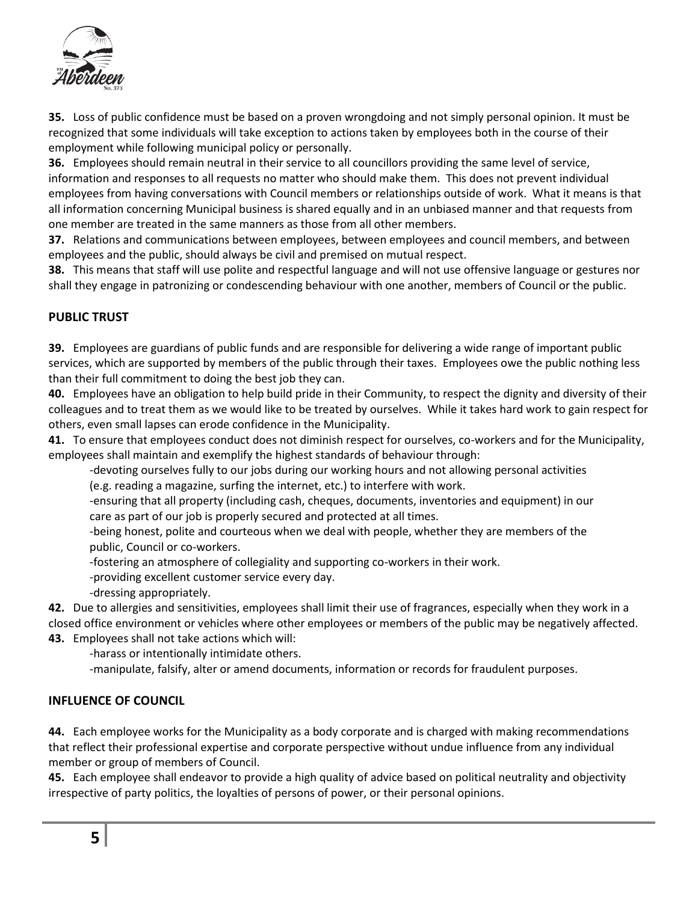**35.** Loss of public confidence must be based on a proven wrongdoing and not simply personal opinion. It must be recognized that some individuals will take exception to actions taken by employees both in the course of their employment while following municipal policy or personally.

**36.** Employees should remain neutral in their service to all councillors providing the same level of service, information and responses to all requests no matter who should make them. This does not prevent individual employees from having conversations with Council members or relationships outside of work. What it means is that all information concerning Municipal business is shared equally and in an unbiased manner and that requests from one member are treated in the same manners as those from all other members.

**37.** Relations and communications between employees, between employees and council members, and between employees and the public, should always be civil and premised on mutual respect.

**38.** This means that staff will use polite and respectful language and will not use offensive language or gestures nor shall they engage in patronizing or condescending behaviour with one another, members of Council or the public.

## PUBLIC TRUST

**39.** Employees are guardians of public funds and are responsible for delivering a wide range of important public services, which are supported by members of the public through their taxes. Employees owe the public nothing less than their full commitment to doing the best job they can.

**40.** Employees have an obligation to help build pride in their Community, to respect the dignity and diversity of their colleagues and to treat them as we would like to be treated by ourselves. While it takes hard work to gain respect for others, even small lapses can erode confidence in the Municipality.

**41.** To ensure that employees conduct does not diminish respect for ourselves, co-workers and for the Municipality, employees shall maintain and exemplify the highest standards of behaviour through:

- devoting ourselves fully to our jobs during our working hours and not allowing personal activities (e.g. reading a magazine, surfing the internet, etc.) to interfere with work.
- ensuring that all property (including cash, cheques, documents, inventories and equipment) in our care as part of our job is properly secured and protected at all times.
- being honest, polite and courteous when we deal with people, whether they are members of the public, Council or co-workers.
- fostering an atmosphere of collegiality and supporting co-workers in their work.
- providing excellent customer service every day.
- dressing appropriately.

**42.** Due to allergies and sensitivities, employees shall limit their use of fragrances, especially when they work in a closed office environment or vehicles where other employees or members of the public may be negatively affected.

**43.** Employees shall not take actions which will:

- harass or intentionally intimidate others.
- manipulate, falsify, alter or amend documents, information or records for fraudulent purposes.

## INFLUENCE OF COUNCIL

**44.** Each employee works for the Municipality as a body corporate and is charged with making recommendations that reflect their professional expertise and corporate perspective without undue influence from any individual member or group of members of Council.

**45.** Each employee shall endeavor to provide a high quality of advice based on political neutrality and objectivity irrespective of party politics, the loyalties of persons of power, or their personal opinions.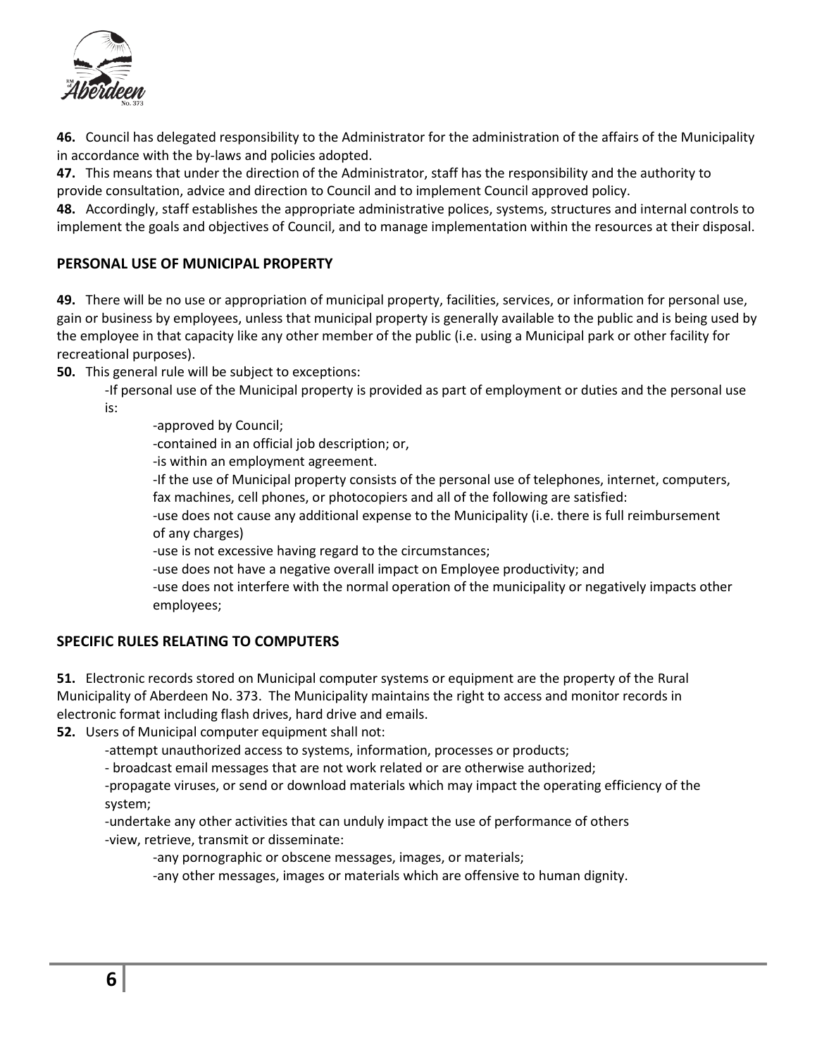**46.** Council has delegated responsibility to the Administrator for the administration of the affairs of the Municipality in accordance with the by-laws and policies adopted.

**47.** This means that under the direction of the Administrator, staff has the responsibility and the authority to provide consultation, advice and direction to Council and to implement Council approved policy.

**48.** Accordingly, staff establishes the appropriate administrative polices, systems, structures and internal controls to implement the goals and objectives of Council, and to manage implementation within the resources at their disposal.

## PERSONAL USE OF MUNICIPAL PROPERTY

**49.** There will be no use or appropriation of municipal property, facilities, services, or information for personal use, gain or business by employees, unless that municipal property is generally available to the public and is being used by the employee in that capacity like any other member of the public (i.e. using a Municipal park or other facility for recreational purposes).

**50.** This general rule will be subject to exceptions:

-If personal use of the Municipal property is provided as part of employment or duties and the personal use is:

-approved by Council;

-contained in an official job description; or,

-is within an employment agreement.

-If the use of Municipal property consists of the personal use of telephones, internet, computers, fax machines, cell phones, or photocopiers and all of the following are satisfied:

-use does not cause any additional expense to the Municipality (i.e. there is full reimbursement of any charges)

-use is not excessive having regard to the circumstances;

-use does not have a negative overall impact on Employee productivity; and

-use does not interfere with the normal operation of the municipality or negatively impacts other employees;

## SPECIFIC RULES RELATING TO COMPUTERS

**51.** Electronic records stored on Municipal computer systems or equipment are the property of the Rural Municipality of Aberdeen No. 373. The Municipality maintains the right to access and monitor records in electronic format including flash drives, hard drive and emails.

**52.** Users of Municipal computer equipment shall not:

-attempt unauthorized access to systems, information, processes or products;

- broadcast email messages that are not work related or are otherwise authorized;

-propagate viruses, or send or download materials which may impact the operating efficiency of the system;

-undertake any other activities that can unduly impact the use of performance of others

-view, retrieve, transmit or disseminate:

-any pornographic or obscene messages, images, or materials;

-any other messages, images or materials which are offensive to human dignity.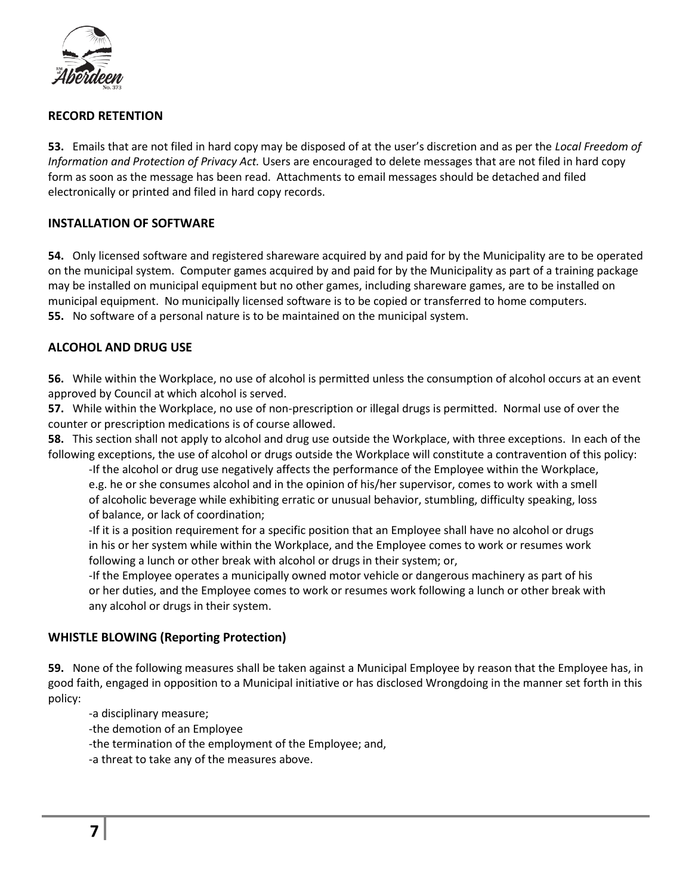## RECORD RETENTION

**53.** Emails that are not filed in hard copy may be disposed of at the user's discretion and as per the *Local Freedom of Information and Protection of Privacy Act.* Users are encouraged to delete messages that are not filed in hard copy form as soon as the message has been read. Attachments to email messages should be detached and filed electronically or printed and filed in hard copy records.

## INSTALLATION OF SOFTWARE

**54.** Only licensed software and registered shareware acquired by and paid for by the Municipality are to be operated on the municipal system. Computer games acquired by and paid for by the Municipality as part of a training package may be installed on municipal equipment but no other games, including shareware games, are to be installed on municipal equipment. No municipally licensed software is to be copied or transferred to home computers.
**55.** No software of a personal nature is to be maintained on the municipal system.

## ALCOHOL AND DRUG USE

**56.** While within the Workplace, no use of alcohol is permitted unless the consumption of alcohol occurs at an event approved by Council at which alcohol is served.
**57.** While within the Workplace, no use of non-prescription or illegal drugs is permitted. Normal use of over the counter or prescription medications is of course allowed.
**58.** This section shall not apply to alcohol and drug use outside the Workplace, with three exceptions. In each of the following exceptions, the use of alcohol or drugs outside the Workplace will constitute a contravention of this policy:

- If the alcohol or drug use negatively affects the performance of the Employee within the Workplace, e.g. he or she consumes alcohol and in the opinion of his/her supervisor, comes to work with a smell of alcoholic beverage while exhibiting erratic or unusual behavior, stumbling, difficulty speaking, loss of balance, or lack of coordination;
- If it is a position requirement for a specific position that an Employee shall have no alcohol or drugs in his or her system while within the Workplace, and the Employee comes to work or resumes work following a lunch or other break with alcohol or drugs in their system; or,
- If the Employee operates a municipally owned motor vehicle or dangerous machinery as part of his or her duties, and the Employee comes to work or resumes work following a lunch or other break with any alcohol or drugs in their system.

## WHISTLE BLOWING (Reporting Protection)

**59.** None of the following measures shall be taken against a Municipal Employee by reason that the Employee has, in good faith, engaged in opposition to a Municipal initiative or has disclosed Wrongdoing in the manner set forth in this policy:

- a disciplinary measure;
- the demotion of an Employee
- the termination of the employment of the Employee; and,
- a threat to take any of the measures above.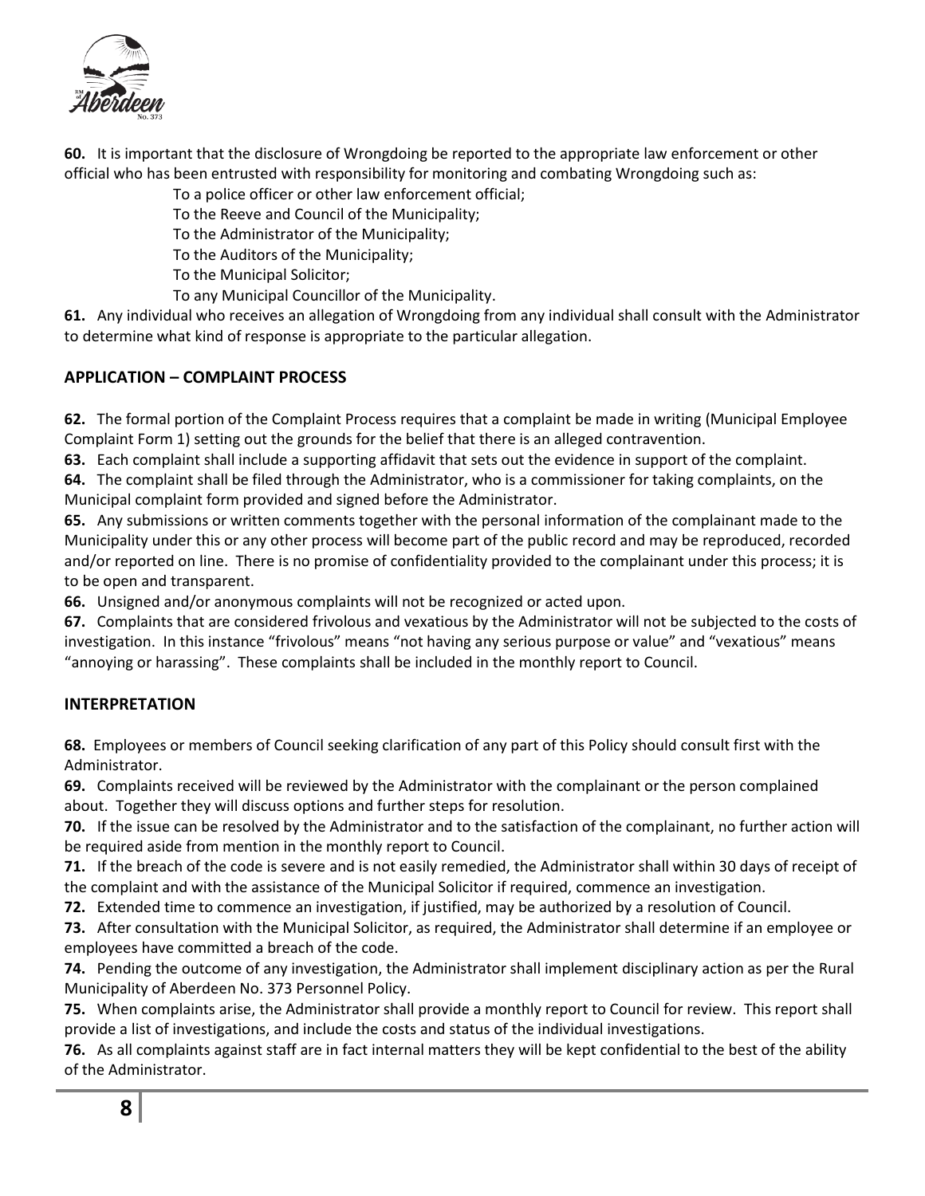**60.** It is important that the disclosure of Wrongdoing be reported to the appropriate law enforcement or other official who has been entrusted with responsibility for monitoring and combating Wrongdoing such as:

To a police officer or other law enforcement official;
To the Reeve and Council of the Municipality;
To the Administrator of the Municipality;
To the Auditors of the Municipality;
To the Municipal Solicitor;
To any Municipal Councillor of the Municipality.

**61.** Any individual who receives an allegation of Wrongdoing from any individual shall consult with the Administrator to determine what kind of response is appropriate to the particular allegation.

## APPLICATION – COMPLAINT PROCESS

**62.** The formal portion of the Complaint Process requires that a complaint be made in writing (Municipal Employee Complaint Form 1) setting out the grounds for the belief that there is an alleged contravention.

**63.** Each complaint shall include a supporting affidavit that sets out the evidence in support of the complaint.

**64.** The complaint shall be filed through the Administrator, who is a commissioner for taking complaints, on the Municipal complaint form provided and signed before the Administrator.

**65.** Any submissions or written comments together with the personal information of the complainant made to the Municipality under this or any other process will become part of the public record and may be reproduced, recorded and/or reported on line. There is no promise of confidentiality provided to the complainant under this process; it is to be open and transparent.

**66.** Unsigned and/or anonymous complaints will not be recognized or acted upon.

**67.** Complaints that are considered frivolous and vexatious by the Administrator will not be subjected to the costs of investigation. In this instance "frivolous" means "not having any serious purpose or value" and "vexatious" means "annoying or harassing". These complaints shall be included in the monthly report to Council.

## INTERPRETATION

**68.** Employees or members of Council seeking clarification of any part of this Policy should consult first with the Administrator.

**69.** Complaints received will be reviewed by the Administrator with the complainant or the person complained about. Together they will discuss options and further steps for resolution.

**70.** If the issue can be resolved by the Administrator and to the satisfaction of the complainant, no further action will be required aside from mention in the monthly report to Council.

**71.** If the breach of the code is severe and is not easily remedied, the Administrator shall within 30 days of receipt of the complaint and with the assistance of the Municipal Solicitor if required, commence an investigation.

**72.** Extended time to commence an investigation, if justified, may be authorized by a resolution of Council.

**73.** After consultation with the Municipal Solicitor, as required, the Administrator shall determine if an employee or employees have committed a breach of the code.

**74.** Pending the outcome of any investigation, the Administrator shall implement disciplinary action as per the Rural Municipality of Aberdeen No. 373 Personnel Policy.

**75.** When complaints arise, the Administrator shall provide a monthly report to Council for review. This report shall provide a list of investigations, and include the costs and status of the individual investigations.

**76.** As all complaints against staff are in fact internal matters they will be kept confidential to the best of the ability of the Administrator.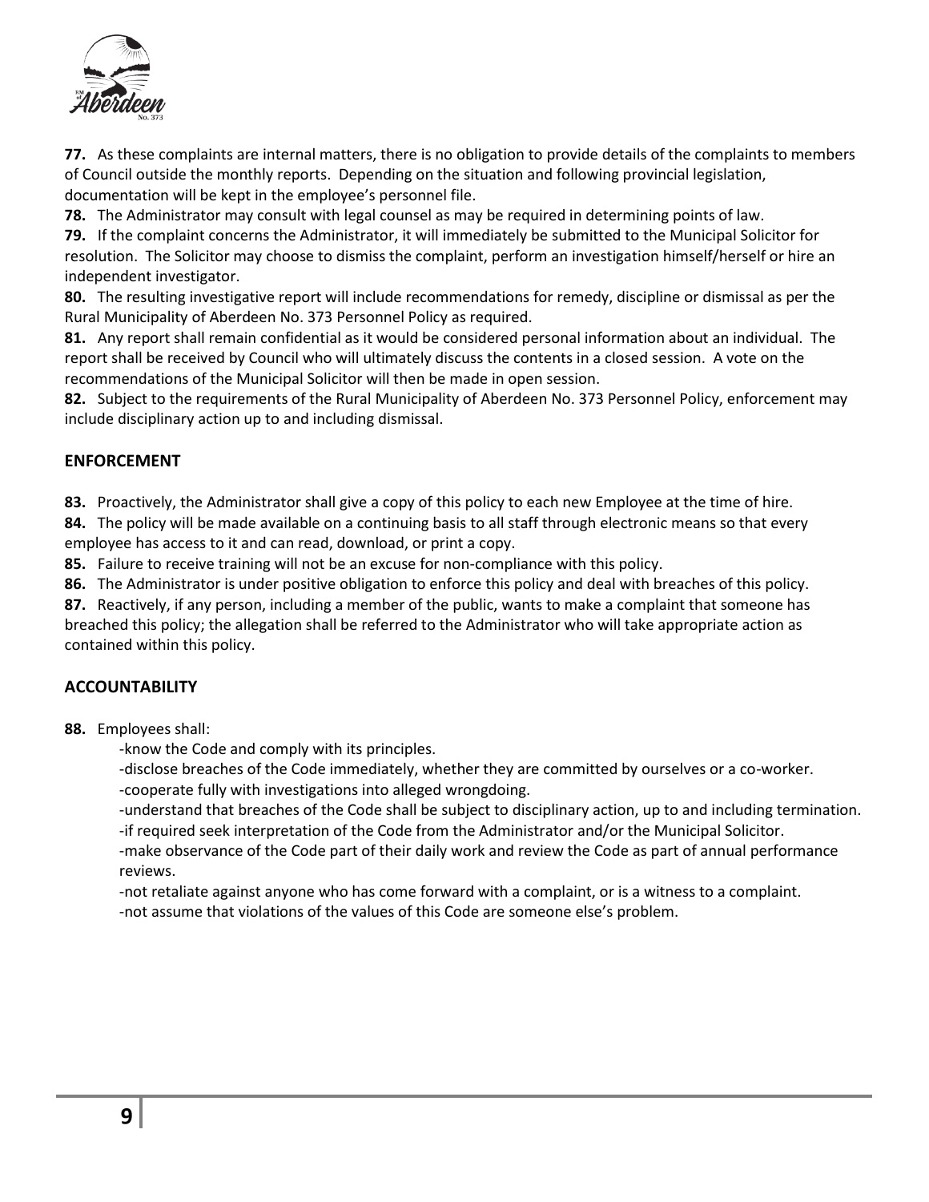**77.** As these complaints are internal matters, there is no obligation to provide details of the complaints to members of Council outside the monthly reports. Depending on the situation and following provincial legislation, documentation will be kept in the employee's personnel file.

**78.** The Administrator may consult with legal counsel as may be required in determining points of law.

**79.** If the complaint concerns the Administrator, it will immediately be submitted to the Municipal Solicitor for resolution. The Solicitor may choose to dismiss the complaint, perform an investigation himself/herself or hire an independent investigator.

**80.** The resulting investigative report will include recommendations for remedy, discipline or dismissal as per the Rural Municipality of Aberdeen No. 373 Personnel Policy as required.

**81.** Any report shall remain confidential as it would be considered personal information about an individual. The report shall be received by Council who will ultimately discuss the contents in a closed session. A vote on the recommendations of the Municipal Solicitor will then be made in open session.

**82.** Subject to the requirements of the Rural Municipality of Aberdeen No. 373 Personnel Policy, enforcement may include disciplinary action up to and including dismissal.

## ENFORCEMENT

**83.** Proactively, the Administrator shall give a copy of this policy to each new Employee at the time of hire.

**84.** The policy will be made available on a continuing basis to all staff through electronic means so that every employee has access to it and can read, download, or print a copy.

**85.** Failure to receive training will not be an excuse for non-compliance with this policy.

**86.** The Administrator is under positive obligation to enforce this policy and deal with breaches of this policy.

**87.** Reactively, if any person, including a member of the public, wants to make a complaint that someone has breached this policy; the allegation shall be referred to the Administrator who will take appropriate action as contained within this policy.

## ACCOUNTABILITY

**88.** Employees shall:

-know the Code and comply with its principles.

-disclose breaches of the Code immediately, whether they are committed by ourselves or a co-worker.

-cooperate fully with investigations into alleged wrongdoing.

-understand that breaches of the Code shall be subject to disciplinary action, up to and including termination.

-if required seek interpretation of the Code from the Administrator and/or the Municipal Solicitor.

-make observance of the Code part of their daily work and review the Code as part of annual performance reviews.

-not retaliate against anyone who has come forward with a complaint, or is a witness to a complaint.

-not assume that violations of the values of this Code are someone else's problem.